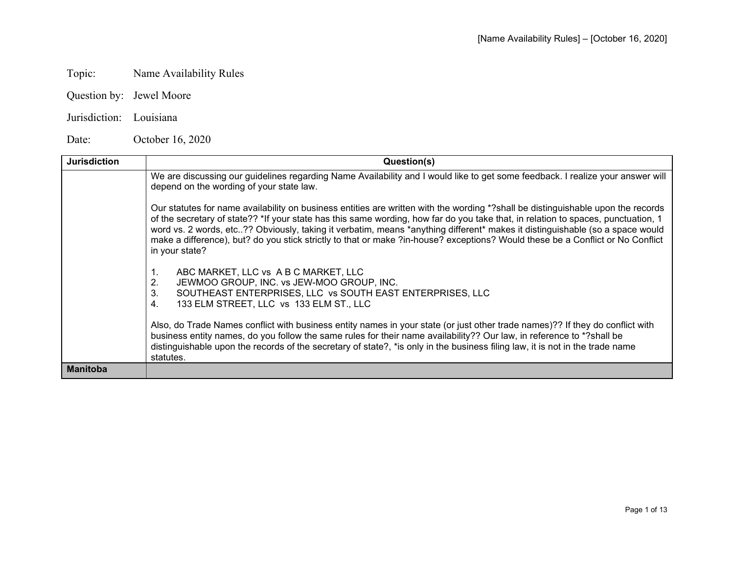Topic: Name Availability Rules

Question by: Jewel Moore

Jurisdiction: Louisiana

Date: October 16, 2020

| Jurisdiction | Question(s) |
|---|---|
| | We are discussing our guidelines regarding Name Availability and I would like to get some feedback. I realize your answer will depend on the wording of your state law.<br><br>Our statutes for name availability on business entities are written with the wording *?shall be distinguishable upon the records of the secretary of state?? *If your state has this same wording, how far do you take that, in relation to spaces, punctuation, 1 word vs. 2 words, etc..?? Obviously, taking it verbatim, means *anything different* makes it distinguishable (so a space would make a difference), but? do you stick strictly to that or make ?in-house? exceptions? Would these be a Conflict or No Conflict in your state?<br><br>1. ABC MARKET, LLC vs A B C MARKET, LLC<br>2. JEWMOO GROUP, INC. vs JEW-MOO GROUP, INC.<br>3. SOUTHEAST ENTERPRISES, LLC vs SOUTH EAST ENTERPRISES, LLC<br>4. 133 ELM STREET, LLC vs 133 ELM ST., LLC<br><br>Also, do Trade Names conflict with business entity names in your state (or just other trade names)?? If they do conflict with business entity names, do you follow the same rules for their name availability?? Our law, in reference to *?shall be distinguishable upon the records of the secretary of state?, *is only in the business filing law, it is not in the trade name statutes. |
| **Manitoba** | |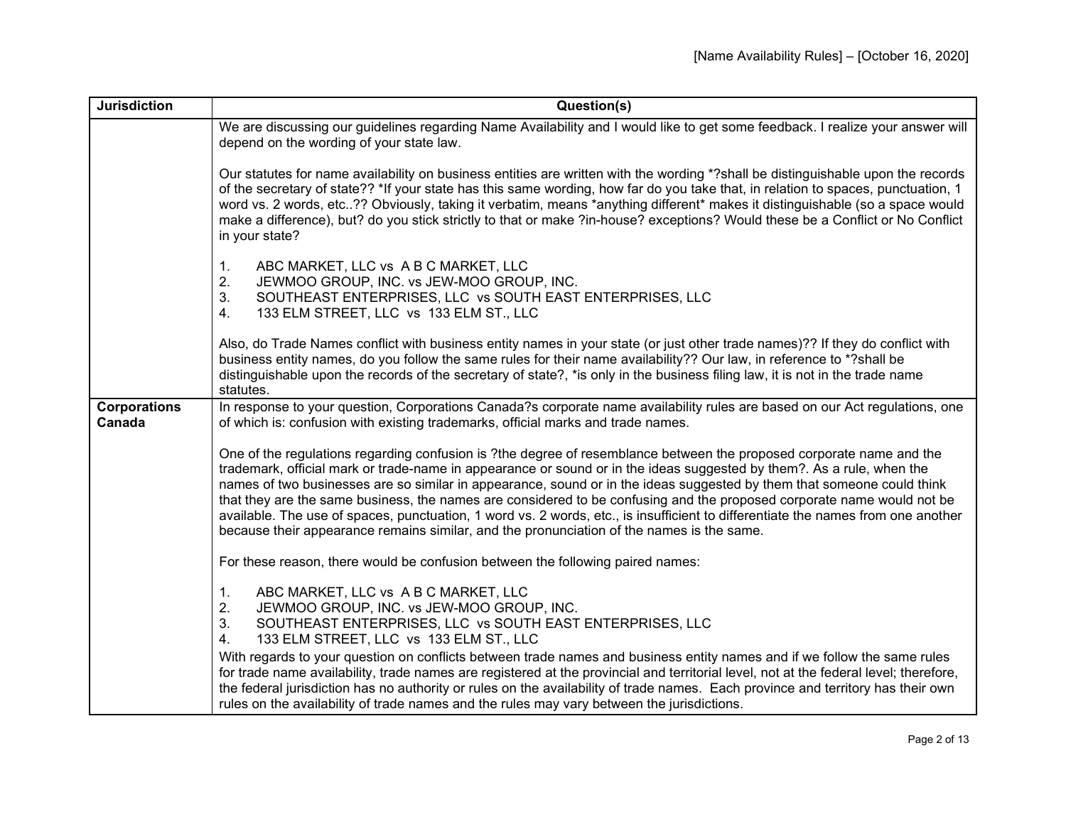| Jurisdiction | Question(s) |
| --- | --- |
| | We are discussing our guidelines regarding Name Availability and I would like to get some feedback. I realize your answer will depend on the wording of your state law.<br><br>Our statutes for name availability on business entities are written with the wording *?shall be distinguishable upon the records of the secretary of state?? *If your state has this same wording, how far do you take that, in relation to spaces, punctuation, 1 word vs. 2 words, etc..?? Obviously, taking it verbatim, means *anything different* makes it distinguishable (so a space would make a difference), but? do you stick strictly to that or make ?in-house? exceptions? Would these be a Conflict or No Conflict in your state?<br><br>1. ABC MARKET, LLC vs A B C MARKET, LLC<br>2. JEWMOO GROUP, INC. vs JEW-MOO GROUP, INC.<br>3. SOUTHEAST ENTERPRISES, LLC vs SOUTH EAST ENTERPRISES, LLC<br>4. 133 ELM STREET, LLC vs 133 ELM ST., LLC<br><br>Also, do Trade Names conflict with business entity names in your state (or just other trade names)?? If they do conflict with business entity names, do you follow the same rules for their name availability?? Our law, in reference to *?shall be distinguishable upon the records of the secretary of state?, *is only in the business filing law, it is not in the trade name statutes. |
| **Corporations Canada** | In response to your question, Corporations Canada?s corporate name availability rules are based on our Act regulations, one of which is: confusion with existing trademarks, official marks and trade names.<br><br>One of the regulations regarding confusion is ?the degree of resemblance between the proposed corporate name and the trademark, official mark or trade-name in appearance or sound or in the ideas suggested by them?. As a rule, when the names of two businesses are so similar in appearance, sound or in the ideas suggested by them that someone could think that they are the same business, the names are considered to be confusing and the proposed corporate name would not be available. The use of spaces, punctuation, 1 word vs. 2 words, etc., is insufficient to differentiate the names from one another because their appearance remains similar, and the pronunciation of the names is the same.<br><br>For these reason, there would be confusion between the following paired names:<br><br>1. ABC MARKET, LLC vs A B C MARKET, LLC<br>2. JEWMOO GROUP, INC. vs JEW-MOO GROUP, INC.<br>3. SOUTHEAST ENTERPRISES, LLC vs SOUTH EAST ENTERPRISES, LLC<br>4. 133 ELM STREET, LLC vs 133 ELM ST., LLC<br><br>With regards to your question on conflicts between trade names and business entity names and if we follow the same rules for trade name availability, trade names are registered at the provincial and territorial level, not at the federal level; therefore, the federal jurisdiction has no authority or rules on the availability of trade names. Each province and territory has their own rules on the availability of trade names and the rules may vary between the jurisdictions. |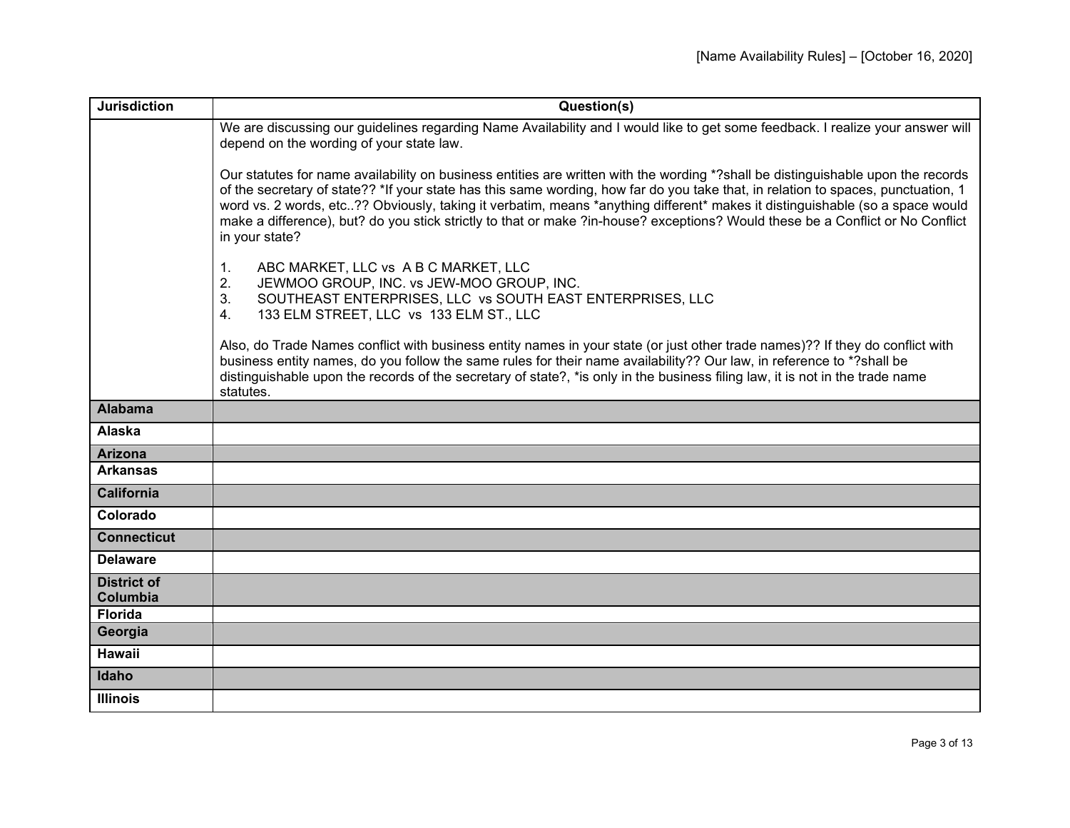| Jurisdiction | Question(s) |
|---|---|
| | We are discussing our guidelines regarding Name Availability and I would like to get some feedback. I realize your answer will depend on the wording of your state law.<br><br>Our statutes for name availability on business entities are written with the wording *?shall be distinguishable upon the records of the secretary of state?? *If your state has this same wording, how far do you take that, in relation to spaces, punctuation, 1 word vs. 2 words, etc..?? Obviously, taking it verbatim, means *anything different* makes it distinguishable (so a space would make a difference), but? do you stick strictly to that or make ?in-house? exceptions? Would these be a Conflict or No Conflict in your state?<br><br>1. ABC MARKET, LLC vs A B C MARKET, LLC<br>2. JEWMOO GROUP, INC. vs JEW-MOO GROUP, INC.<br>3. SOUTHEAST ENTERPRISES, LLC vs SOUTH EAST ENTERPRISES, LLC<br>4. 133 ELM STREET, LLC vs 133 ELM ST., LLC<br><br>Also, do Trade Names conflict with business entity names in your state (or just other trade names)?? If they do conflict with business entity names, do you follow the same rules for their name availability?? Our law, in reference to *?shall be distinguishable upon the records of the secretary of state?, *is only in the business filing law, it is not in the trade name statutes. |
| **Alabama** | |
| **Alaska** | |
| **Arizona** | |
| **Arkansas** | |
| **California** | |
| **Colorado** | |
| **Connecticut** | |
| **Delaware** | |
| **District of Columbia** | |
| **Florida** | |
| **Georgia** | |
| **Hawaii** | |
| **Idaho** | |
| **Illinois** | |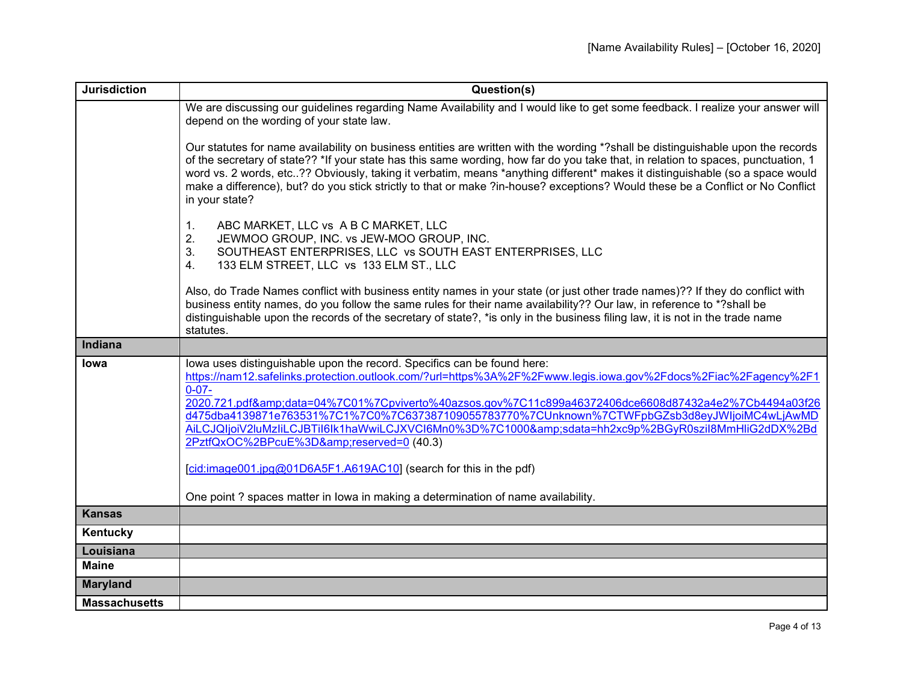| Jurisdiction | Question(s) |
|---|---|
| | We are discussing our guidelines regarding Name Availability and I would like to get some feedback. I realize your answer will depend on the wording of your state law.<br><br>Our statutes for name availability on business entities are written with the wording *?shall be distinguishable upon the records of the secretary of state?? *If your state has this same wording, how far do you take that, in relation to spaces, punctuation, 1 word vs. 2 words, etc..?? Obviously, taking it verbatim, means *anything different* makes it distinguishable (so a space would make a difference), but? do you stick strictly to that or make ?in-house? exceptions? Would these be a Conflict or No Conflict in your state?<br><br>1. ABC MARKET, LLC vs A B C MARKET, LLC<br>2. JEWMOO GROUP, INC. vs JEW-MOO GROUP, INC.<br>3. SOUTHEAST ENTERPRISES, LLC vs SOUTH EAST ENTERPRISES, LLC<br>4. 133 ELM STREET, LLC vs 133 ELM ST., LLC<br><br>Also, do Trade Names conflict with business entity names in your state (or just other trade names)?? If they do conflict with business entity names, do you follow the same rules for their name availability?? Our law, in reference to *?shall be distinguishable upon the records of the secretary of state?, *is only in the business filing law, it is not in the trade name statutes. |
| **Indiana** | |
| **Iowa** | Iowa uses distinguishable upon the record. Specifics can be found here: https://nam12.safelinks.protection.outlook.com/?url=https%3A%2F%2Fwww.legis.iowa.gov%2Fdocs%2Fiac%2Fagency%2F10-07-2020.721.pdf&amp;data=04%7C01%7Cpviverto%40azsos.gov%7C11c899a46372406dce6608d87432a4e2%7Cb4494a03f26d475dba4139871e763531%7C1%7C0%7C637387109055783770%7CUnknown%7CTWFpbGZsb3d8eyJWIjoiMC4wLjAwMDAiLCJQIjoiV2luMzIiLCJBTiI6Ik1haWwiLCJXVCI6Mn0%3D%7C1000&amp;sdata=hh2xc9p%2BGyR0szil8MmHliG2dDX%2Bd2PztfQxOC%2BPcuE%3D&amp;reserved=0 (40.3)<br><br>[cid:image001.jpg@01D6A5F1.A619AC10] (search for this in the pdf)<br><br>One point ? spaces matter in Iowa in making a determination of name availability. |
| **Kansas** | |
| **Kentucky** | |
| **Louisiana** | |
| **Maine** | |
| **Maryland** | |
| **Massachusetts** | |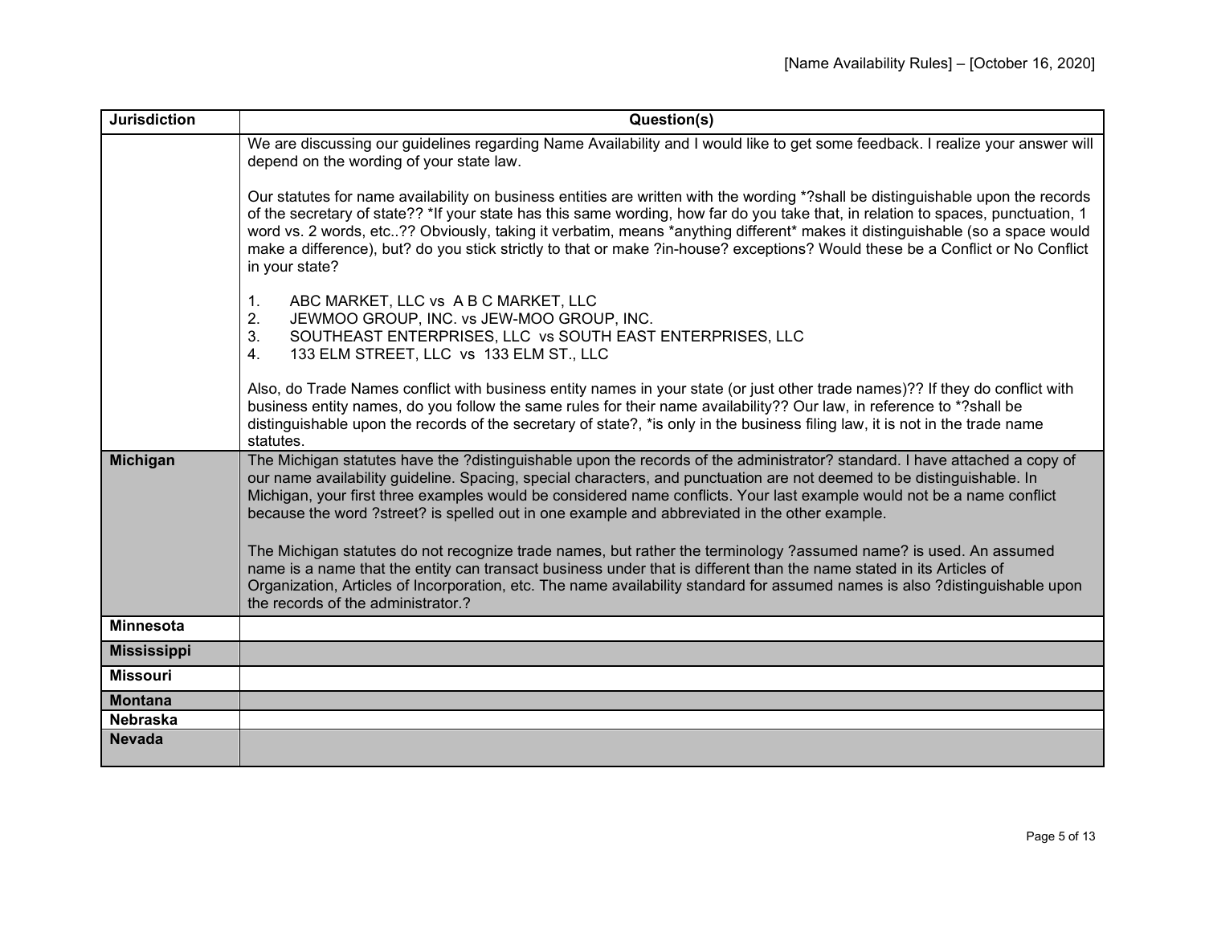| Jurisdiction | Question(s) |
| --- | --- |
| | We are discussing our guidelines regarding Name Availability and I would like to get some feedback. I realize your answer will depend on the wording of your state law.<br><br>Our statutes for name availability on business entities are written with the wording *?shall be distinguishable upon the records of the secretary of state?? *If your state has this same wording, how far do you take that, in relation to spaces, punctuation, 1 word vs. 2 words, etc..?? Obviously, taking it verbatim, means *anything different* makes it distinguishable (so a space would make a difference), but? do you stick strictly to that or make ?in-house? exceptions? Would these be a Conflict or No Conflict in your state?<br><br>1. ABC MARKET, LLC vs A B C MARKET, LLC<br>2. JEWMOO GROUP, INC. vs JEW-MOO GROUP, INC.<br>3. SOUTHEAST ENTERPRISES, LLC vs SOUTH EAST ENTERPRISES, LLC<br>4. 133 ELM STREET, LLC vs 133 ELM ST., LLC<br><br>Also, do Trade Names conflict with business entity names in your state (or just other trade names)?? If they do conflict with business entity names, do you follow the same rules for their name availability?? Our law, in reference to *?shall be distinguishable upon the records of the secretary of state?, *is only in the business filing law, it is not in the trade name statutes. |
| **Michigan** | The Michigan statutes have the ?distinguishable upon the records of the administrator? standard. I have attached a copy of our name availability guideline. Spacing, special characters, and punctuation are not deemed to be distinguishable. In Michigan, your first three examples would be considered name conflicts. Your last example would not be a name conflict because the word ?street? is spelled out in one example and abbreviated in the other example.<br><br>The Michigan statutes do not recognize trade names, but rather the terminology ?assumed name? is used. An assumed name is a name that the entity can transact business under that is different than the name stated in its Articles of Organization, Articles of Incorporation, etc. The name availability standard for assumed names is also ?distinguishable upon the records of the administrator.? |
| **Minnesota** | |
| **Mississippi** | |
| **Missouri** | |
| **Montana** | |
| **Nebraska** | |
| **Nevada** | |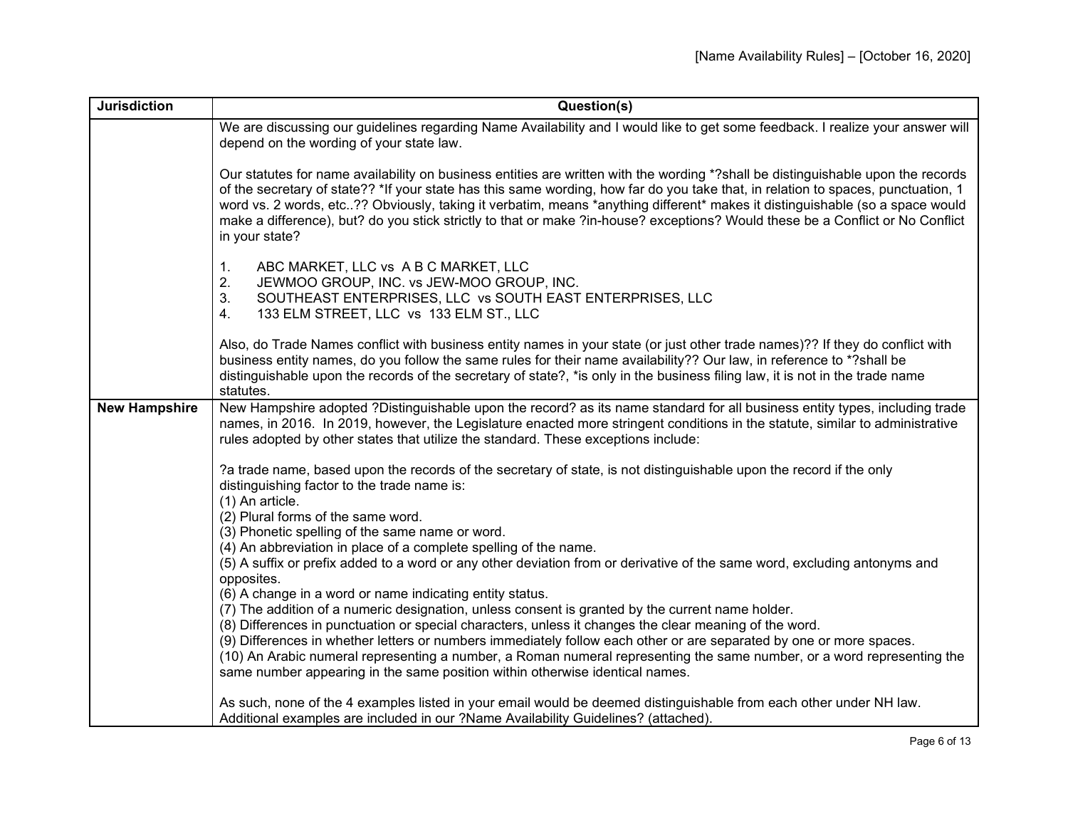| Jurisdiction | Question(s) |
|---|---|
| | We are discussing our guidelines regarding Name Availability and I would like to get some feedback. I realize your answer will depend on the wording of your state law.<br><br>Our statutes for name availability on business entities are written with the wording *?shall be distinguishable upon the records of the secretary of state?? *If your state has this same wording, how far do you take that, in relation to spaces, punctuation, 1 word vs. 2 words, etc..?? Obviously, taking it verbatim, means *anything different* makes it distinguishable (so a space would make a difference), but? do you stick strictly to that or make ?in-house? exceptions? Would these be a Conflict or No Conflict in your state?<br><br>1. ABC MARKET, LLC vs A B C MARKET, LLC<br>2. JEWMOO GROUP, INC. vs JEW-MOO GROUP, INC.<br>3. SOUTHEAST ENTERPRISES, LLC vs SOUTH EAST ENTERPRISES, LLC<br>4. 133 ELM STREET, LLC vs 133 ELM ST., LLC<br><br>Also, do Trade Names conflict with business entity names in your state (or just other trade names)?? If they do conflict with business entity names, do you follow the same rules for their name availability?? Our law, in reference to *?shall be distinguishable upon the records of the secretary of state?, *is only in the business filing law, it is not in the trade name statutes. |
| **New Hampshire** | New Hampshire adopted ?Distinguishable upon the record? as its name standard for all business entity types, including trade names, in 2016. In 2019, however, the Legislature enacted more stringent conditions in the statute, similar to administrative rules adopted by other states that utilize the standard. These exceptions include:<br><br>?a trade name, based upon the records of the secretary of state, is not distinguishable upon the record if the only distinguishing factor to the trade name is:<br>(1) An article.<br>(2) Plural forms of the same word.<br>(3) Phonetic spelling of the same name or word.<br>(4) An abbreviation in place of a complete spelling of the name.<br>(5) A suffix or prefix added to a word or any other deviation from or derivative of the same word, excluding antonyms and opposites.<br>(6) A change in a word or name indicating entity status.<br>(7) The addition of a numeric designation, unless consent is granted by the current name holder.<br>(8) Differences in punctuation or special characters, unless it changes the clear meaning of the word.<br>(9) Differences in whether letters or numbers immediately follow each other or are separated by one or more spaces.<br>(10) An Arabic numeral representing a number, a Roman numeral representing the same number, or a word representing the same number appearing in the same position within otherwise identical names.<br><br>As such, none of the 4 examples listed in your email would be deemed distinguishable from each other under NH law. Additional examples are included in our ?Name Availability Guidelines? (attached). |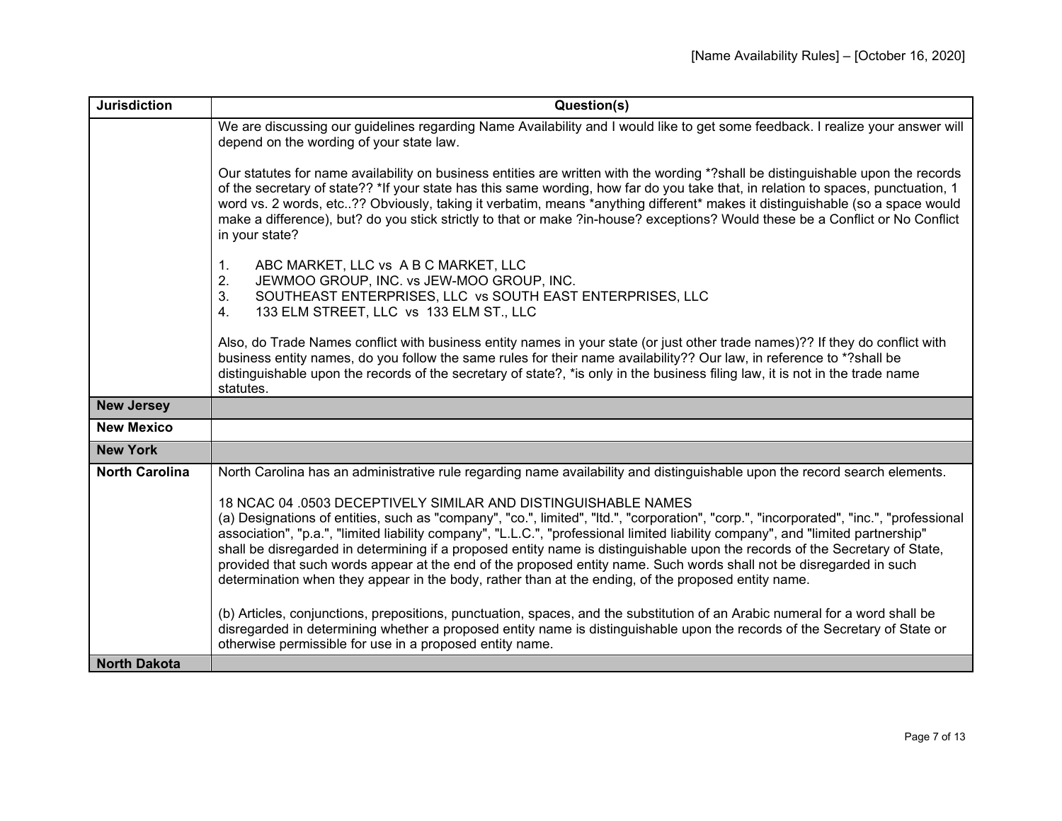| Jurisdiction | Question(s) |
|---|---|
| | We are discussing our guidelines regarding Name Availability and I would like to get some feedback. I realize your answer will depend on the wording of your state law.<br><br>Our statutes for name availability on business entities are written with the wording *?shall be distinguishable upon the records of the secretary of state?? *If your state has this same wording, how far do you take that, in relation to spaces, punctuation, 1 word vs. 2 words, etc..?? Obviously, taking it verbatim, means *anything different* makes it distinguishable (so a space would make a difference), but? do you stick strictly to that or make ?in-house? exceptions? Would these be a Conflict or No Conflict in your state?<br><br>1. ABC MARKET, LLC vs A B C MARKET, LLC<br>2. JEWMOO GROUP, INC. vs JEW-MOO GROUP, INC.<br>3. SOUTHEAST ENTERPRISES, LLC vs SOUTH EAST ENTERPRISES, LLC<br>4. 133 ELM STREET, LLC vs 133 ELM ST., LLC<br><br>Also, do Trade Names conflict with business entity names in your state (or just other trade names)?? If they do conflict with business entity names, do you follow the same rules for their name availability?? Our law, in reference to *?shall be distinguishable upon the records of the secretary of state?, *is only in the business filing law, it is not in the trade name statutes. |
| **New Jersey** | |
| **New Mexico** | |
| **New York** | |
| **North Carolina** | North Carolina has an administrative rule regarding name availability and distinguishable upon the record search elements.<br><br>18 NCAC 04 .0503 DECEPTIVELY SIMILAR AND DISTINGUISHABLE NAMES<br>(a) Designations of entities, such as "company", "co.", limited", "ltd.", "corporation", "corp.", "incorporated", "inc.", "professional association", "p.a.", "limited liability company", "L.L.C.", "professional limited liability company", and "limited partnership" shall be disregarded in determining if a proposed entity name is distinguishable upon the records of the Secretary of State, provided that such words appear at the end of the proposed entity name. Such words shall not be disregarded in such determination when they appear in the body, rather than at the ending, of the proposed entity name.<br><br>(b) Articles, conjunctions, prepositions, punctuation, spaces, and the substitution of an Arabic numeral for a word shall be disregarded in determining whether a proposed entity name is distinguishable upon the records of the Secretary of State or otherwise permissible for use in a proposed entity name. |
| **North Dakota** | |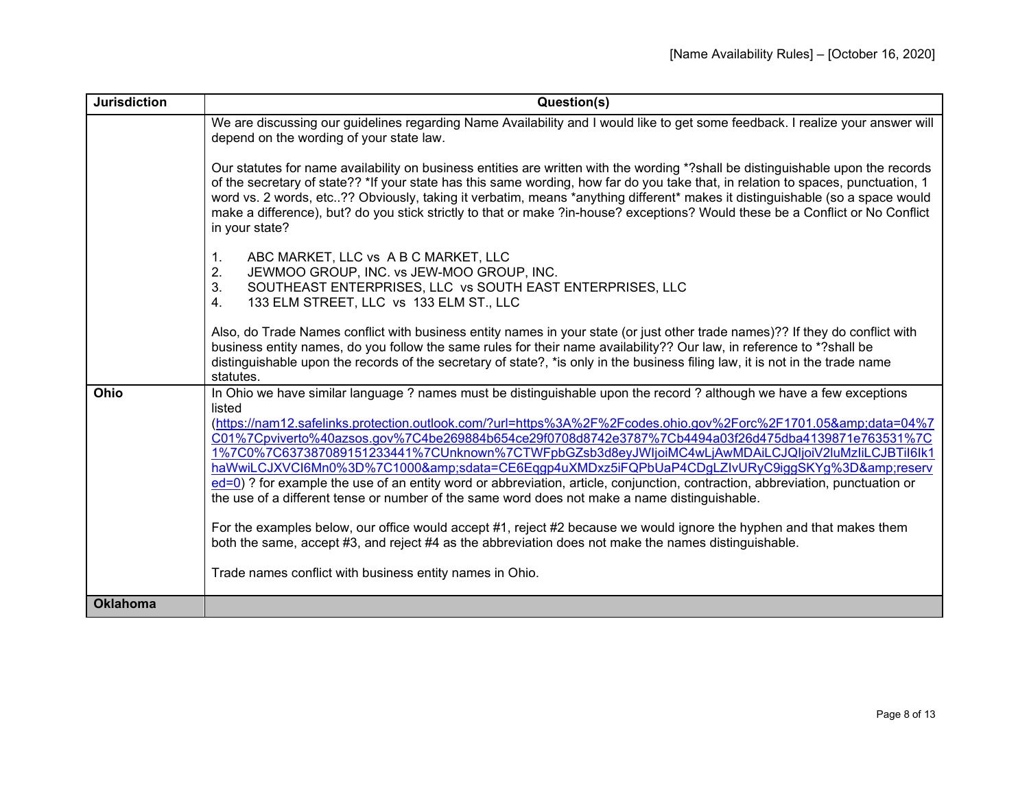| Jurisdiction | Question(s) |
|---|---|
| | We are discussing our guidelines regarding Name Availability and I would like to get some feedback. I realize your answer will depend on the wording of your state law.<br><br>Our statutes for name availability on business entities are written with the wording *?shall be distinguishable upon the records of the secretary of state?? *If your state has this same wording, how far do you take that, in relation to spaces, punctuation, 1 word vs. 2 words, etc..?? Obviously, taking it verbatim, means *anything different* makes it distinguishable (so a space would make a difference), but? do you stick strictly to that or make ?in-house? exceptions? Would these be a Conflict or No Conflict in your state?<br><br>1. ABC MARKET, LLC vs A B C MARKET, LLC<br>2. JEWMOO GROUP, INC. vs JEW-MOO GROUP, INC.<br>3. SOUTHEAST ENTERPRISES, LLC vs SOUTH EAST ENTERPRISES, LLC<br>4. 133 ELM STREET, LLC vs 133 ELM ST., LLC<br><br>Also, do Trade Names conflict with business entity names in your state (or just other trade names)?? If they do conflict with business entity names, do you follow the same rules for their name availability?? Our law, in reference to *?shall be distinguishable upon the records of the secretary of state?, *is only in the business filing law, it is not in the trade name statutes. |
| **Ohio** | In Ohio we have similar language ? names must be distinguishable upon the record ? although we have a few exceptions listed (https://nam12.safelinks.protection.outlook.com/?url=https%3A%2F%2Fcodes.ohio.gov%2Forc%2F1701.05&amp;data=04%7C01%7Cpviverto%40azsos.gov%7C4be269884b654ce29f0708d8742e3787%7Cb4494a03f26d475dba4139871e763531%7C1%7C0%7C637387089151233441%7CUnknown%7CTWFpbGZsb3d8eyJWIjoiMC4wLjAwMDAiLCJQIjoiV2luMzIiLCJBTiI6Ik1haWwiLCJXVCI6Mn0%3D%7C1000&amp;sdata=CE6Eqgp4uXMDxz5iFQPbUaP4CDgLZIvURyC9iggSKYg%3D&amp;reserved=0) ? for example the use of an entity word or abbreviation, article, conjunction, contraction, abbreviation, punctuation or the use of a different tense or number of the same word does not make a name distinguishable.<br><br>For the examples below, our office would accept #1, reject #2 because we would ignore the hyphen and that makes them both the same, accept #3, and reject #4 as the abbreviation does not make the names distinguishable.<br><br>Trade names conflict with business entity names in Ohio. |
| **Oklahoma** | |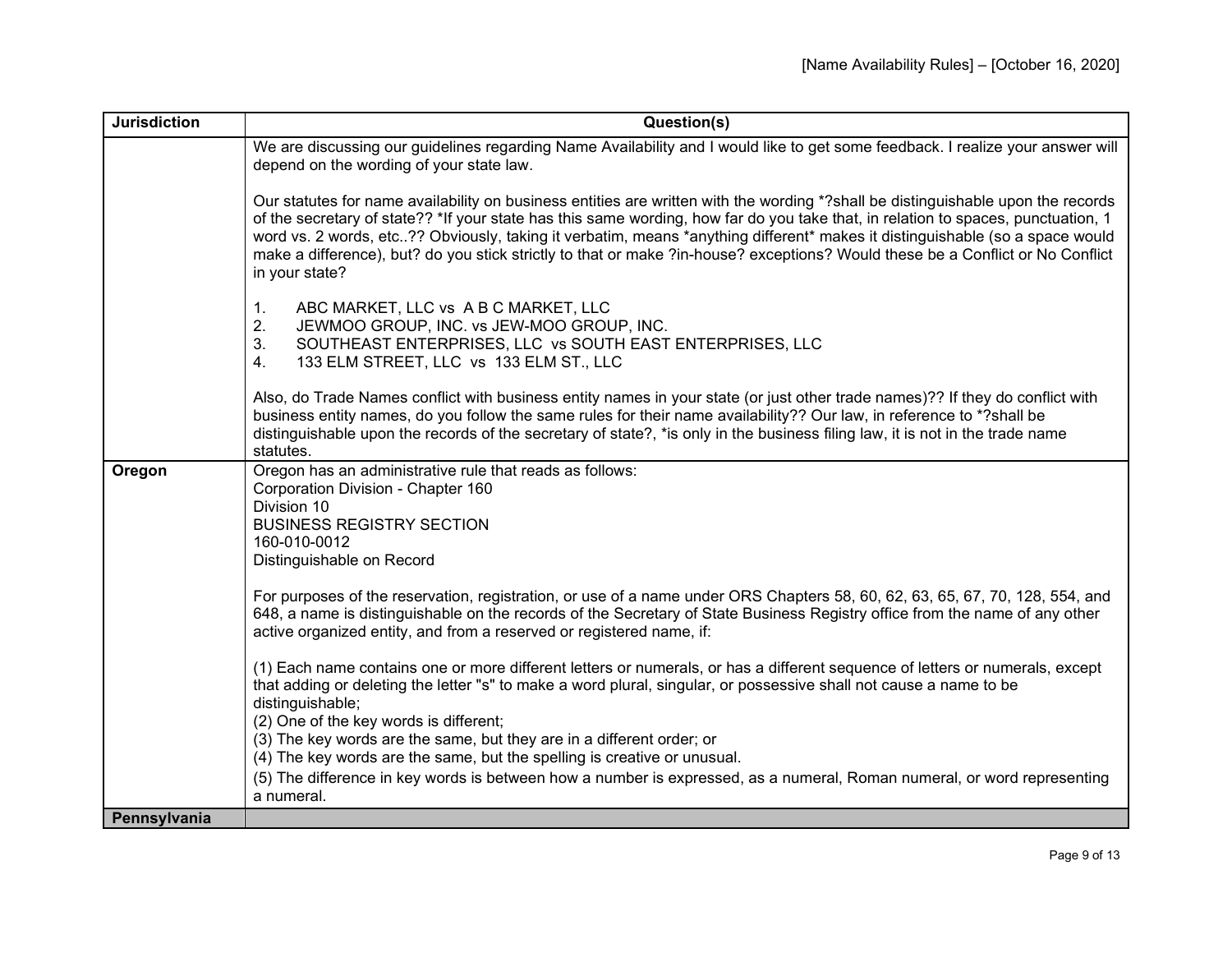| Jurisdiction | Question(s) |
|---|---|
| | We are discussing our guidelines regarding Name Availability and I would like to get some feedback. I realize your answer will depend on the wording of your state law.<br><br>Our statutes for name availability on business entities are written with the wording *?shall be distinguishable upon the records of the secretary of state?? *If your state has this same wording, how far do you take that, in relation to spaces, punctuation, 1 word vs. 2 words, etc..?? Obviously, taking it verbatim, means *anything different* makes it distinguishable (so a space would make a difference), but? do you stick strictly to that or make ?in-house? exceptions? Would these be a Conflict or No Conflict in your state?<br><br>1. ABC MARKET, LLC vs A B C MARKET, LLC<br>2. JEWMOO GROUP, INC. vs JEW-MOO GROUP, INC.<br>3. SOUTHEAST ENTERPRISES, LLC vs SOUTH EAST ENTERPRISES, LLC<br>4. 133 ELM STREET, LLC vs 133 ELM ST., LLC<br><br>Also, do Trade Names conflict with business entity names in your state (or just other trade names)?? If they do conflict with business entity names, do you follow the same rules for their name availability?? Our law, in reference to *?shall be distinguishable upon the records of the secretary of state?, *is only in the business filing law, it is not in the trade name statutes. |
| **Oregon** | Oregon has an administrative rule that reads as follows:<br>Corporation Division - Chapter 160<br>Division 10<br>BUSINESS REGISTRY SECTION<br>160-010-0012<br>Distinguishable on Record<br><br>For purposes of the reservation, registration, or use of a name under ORS Chapters 58, 60, 62, 63, 65, 67, 70, 128, 554, and 648, a name is distinguishable on the records of the Secretary of State Business Registry office from the name of any other active organized entity, and from a reserved or registered name, if:<br><br>(1) Each name contains one or more different letters or numerals, or has a different sequence of letters or numerals, except that adding or deleting the letter "s" to make a word plural, singular, or possessive shall not cause a name to be distinguishable;<br>(2) One of the key words is different;<br>(3) The key words are the same, but they are in a different order; or<br>(4) The key words are the same, but the spelling is creative or unusual.<br>(5) The difference in key words is between how a number is expressed, as a numeral, Roman numeral, or word representing a numeral. |
| **Pennsylvania** | |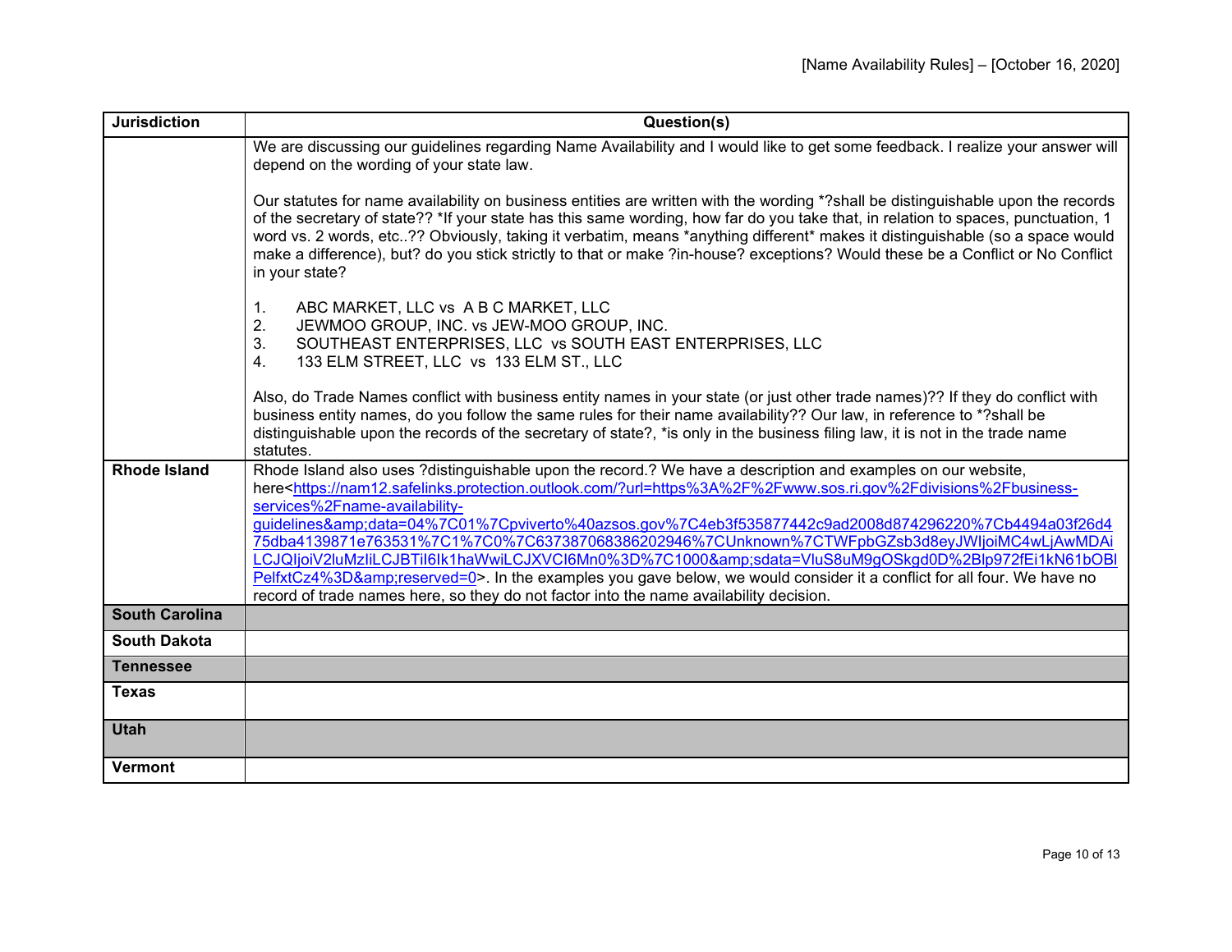| Jurisdiction | Question(s) |
|---|---|
| | We are discussing our guidelines regarding Name Availability and I would like to get some feedback. I realize your answer will depend on the wording of your state law.<br><br>Our statutes for name availability on business entities are written with the wording *?shall be distinguishable upon the records of the secretary of state?? *If your state has this same wording, how far do you take that, in relation to spaces, punctuation, 1 word vs. 2 words, etc..?? Obviously, taking it verbatim, means *anything different* makes it distinguishable (so a space would make a difference), but? do you stick strictly to that or make ?in-house? exceptions? Would these be a Conflict or No Conflict in your state?<br><br>1. ABC MARKET, LLC vs A B C MARKET, LLC<br>2. JEWMOO GROUP, INC. vs JEW-MOO GROUP, INC.<br>3. SOUTHEAST ENTERPRISES, LLC vs SOUTH EAST ENTERPRISES, LLC<br>4. 133 ELM STREET, LLC vs 133 ELM ST., LLC<br><br>Also, do Trade Names conflict with business entity names in your state (or just other trade names)?? If they do conflict with business entity names, do you follow the same rules for their name availability?? Our law, in reference to *?shall be distinguishable upon the records of the secretary of state?, *is only in the business filing law, it is not in the trade name statutes. |
| **Rhode Island** | Rhode Island also uses ?distinguishable upon the record.? We have a description and examples on our website, here<https://nam12.safelinks.protection.outlook.com/?url=https%3A%2F%2Fwww.sos.ri.gov%2Fdivisions%2Fbusiness-services%2Fname-availability-guidelines&amp;data=04%7C01%7Cpviverto%40azsos.gov%7C4eb3f535877442c9ad2008d874296220%7Cb4494a03f26d475dba4139871e763531%7C1%7C0%7C637387068386202946%7CUnknown%7CTWFpbGZsb3d8eyJWIjoiMC4wLjAwMDAiLCJQIjoiV2luMzIiLCJBTiI6Ik1haWwiLCJXVCI6Mn0%3D%7C1000&amp;sdata=VluS8uM9gOSkgd0D%2Blp972fEi1kN61bOBlPelfxtCz4%3D&amp;reserved=0>. In the examples you gave below, we would consider it a conflict for all four. We have no record of trade names here, so they do not factor into the name availability decision. |
| **South Carolina** | |
| **South Dakota** | |
| **Tennessee** | |
| **Texas** | |
| **Utah** | |
| **Vermont** | |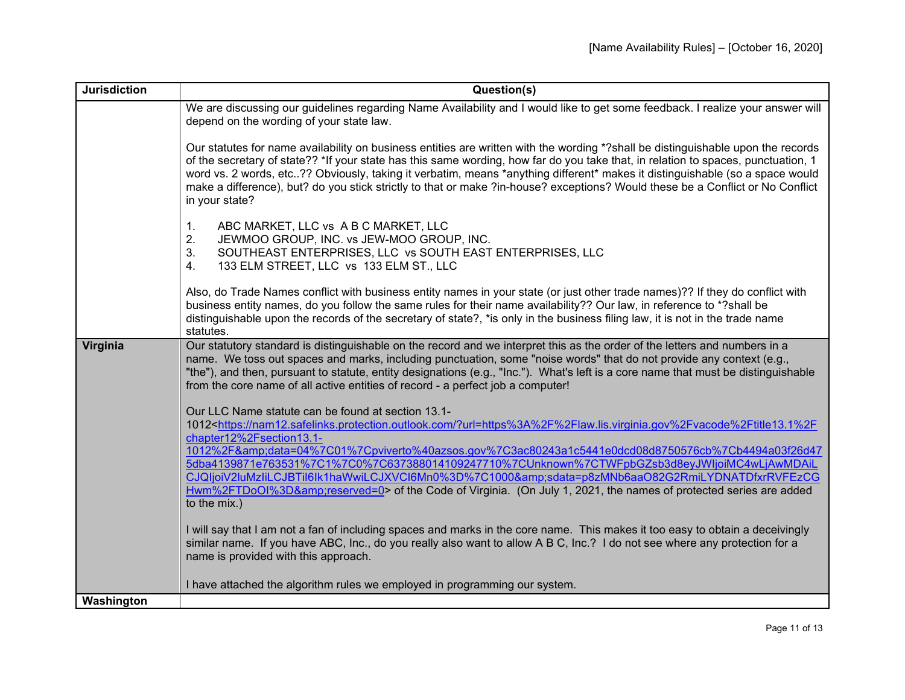| Jurisdiction | Question(s) |
|---|---|
| | We are discussing our guidelines regarding Name Availability and I would like to get some feedback. I realize your answer will depend on the wording of your state law.<br><br>Our statutes for name availability on business entities are written with the wording *?shall be distinguishable upon the records of the secretary of state?? *If your state has this same wording, how far do you take that, in relation to spaces, punctuation, 1 word vs. 2 words, etc..?? Obviously, taking it verbatim, means *anything different* makes it distinguishable (so a space would make a difference), but? do you stick strictly to that or make ?in-house? exceptions? Would these be a Conflict or No Conflict in your state?<br><br>1. ABC MARKET, LLC vs A B C MARKET, LLC<br>2. JEWMOO GROUP, INC. vs JEW-MOO GROUP, INC.<br>3. SOUTHEAST ENTERPRISES, LLC vs SOUTH EAST ENTERPRISES, LLC<br>4. 133 ELM STREET, LLC vs 133 ELM ST., LLC<br><br>Also, do Trade Names conflict with business entity names in your state (or just other trade names)?? If they do conflict with business entity names, do you follow the same rules for their name availability?? Our law, in reference to *?shall be distinguishable upon the records of the secretary of state?, *is only in the business filing law, it is not in the trade name statutes. |
| **Virginia** | Our statutory standard is distinguishable on the record and we interpret this as the order of the letters and numbers in a name. We toss out spaces and marks, including punctuation, some "noise words" that do not provide any context (e.g., "the"), and then, pursuant to statute, entity designations (e.g., "Inc."). What's left is a core name that must be distinguishable from the core name of all active entities of record - a perfect job a computer!<br><br>Our LLC Name statute can be found at section 13.1-1012<https://nam12.safelinks.protection.outlook.com/?url=https%3A%2F%2Flaw.lis.virginia.gov%2Fvacode%2Ftitle13.1%2Fchapter12%2Fsection13.1-1012%2F&amp;data=04%7C01%7Cpviverto%40azsos.gov%7C3ac80243a1c5441e0dcd08d8750576cb%7Cb4494a03f26d475dba4139871e763531%7C1%7C0%7C637388014109247710%7CUnknown%7CTWFpbGZsb3d8eyJWIjoiMC4wLjAwMDAiLCJQIjoiV2luMzIiLCJBTiI6Ik1haWwiLCJXVCI6Mn0%3D%7C1000&amp;sdata=p8zMNb6aaO82G2RmiLYDNATDfxrRVFEzCGHwm%2FTDoOI%3D&amp;reserved=0> of the Code of Virginia. (On July 1, 2021, the names of protected series are added to the mix.)<br><br>I will say that I am not a fan of including spaces and marks in the core name. This makes it too easy to obtain a deceivingly similar name. If you have ABC, Inc., do you really also want to allow A B C, Inc.? I do not see where any protection for a name is provided with this approach.<br><br>I have attached the algorithm rules we employed in programming our system. |
| **Washington** | |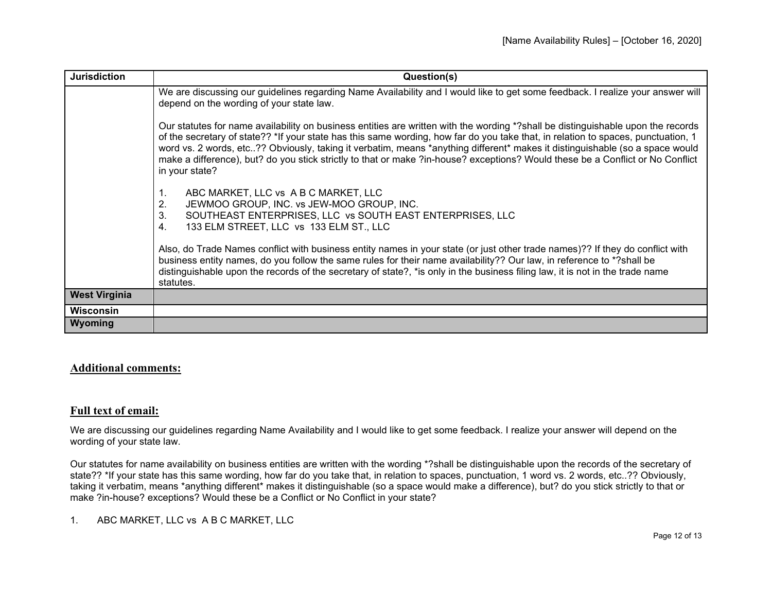| Jurisdiction | Question(s) |
|---|---|
| | We are discussing our guidelines regarding Name Availability and I would like to get some feedback. I realize your answer will depend on the wording of your state law.<br><br>Our statutes for name availability on business entities are written with the wording *?shall be distinguishable upon the records of the secretary of state?? *If your state has this same wording, how far do you take that, in relation to spaces, punctuation, 1 word vs. 2 words, etc..?? Obviously, taking it verbatim, means *anything different* makes it distinguishable (so a space would make a difference), but? do you stick strictly to that or make ?in-house? exceptions? Would these be a Conflict or No Conflict in your state?<br><br>1. ABC MARKET, LLC vs A B C MARKET, LLC<br>2. JEWMOO GROUP, INC. vs JEW-MOO GROUP, INC.<br>3. SOUTHEAST ENTERPRISES, LLC vs SOUTH EAST ENTERPRISES, LLC<br>4. 133 ELM STREET, LLC vs 133 ELM ST., LLC<br><br>Also, do Trade Names conflict with business entity names in your state (or just other trade names)?? If they do conflict with business entity names, do you follow the same rules for their name availability?? Our law, in reference to *?shall be distinguishable upon the records of the secretary of state?, *is only in the business filing law, it is not in the trade name statutes. |
| **West Virginia** | |
| **Wisconsin** | |
| **Wyoming** | |

## Additional comments:

## Full text of email:

We are discussing our guidelines regarding Name Availability and I would like to get some feedback. I realize your answer will depend on the wording of your state law.

Our statutes for name availability on business entities are written with the wording *?shall be distinguishable upon the records of the secretary of state?? *If your state has this same wording, how far do you take that, in relation to spaces, punctuation, 1 word vs. 2 words, etc..?? Obviously, taking it verbatim, means *anything different* makes it distinguishable (so a space would make a difference), but? do you stick strictly to that or make ?in-house? exceptions? Would these be a Conflict or No Conflict in your state?

1. ABC MARKET, LLC vs A B C MARKET, LLC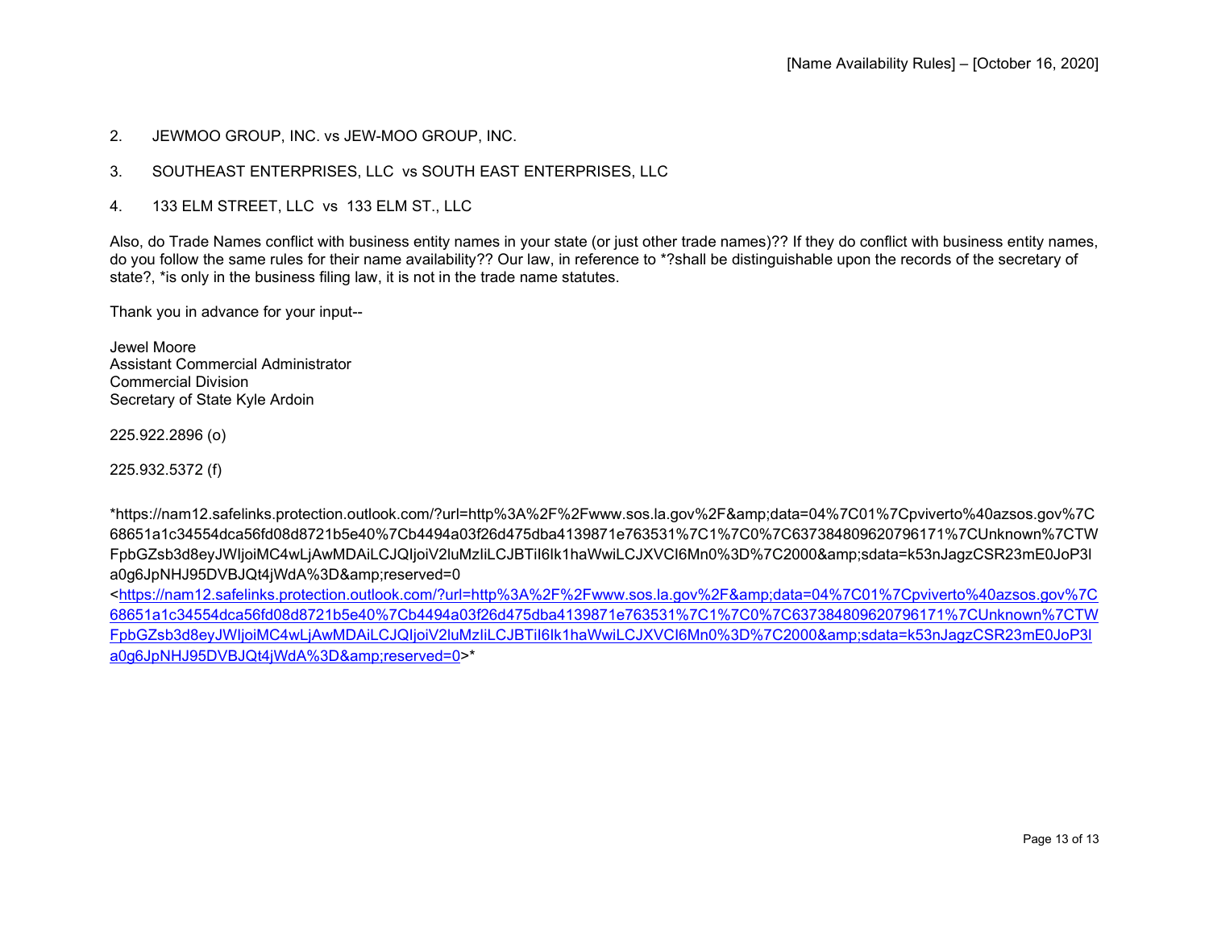2. JEWMOO GROUP, INC. vs JEW-MOO GROUP, INC.

3. SOUTHEAST ENTERPRISES, LLC vs SOUTH EAST ENTERPRISES, LLC

4. 133 ELM STREET, LLC vs 133 ELM ST., LLC

Also, do Trade Names conflict with business entity names in your state (or just other trade names)?? If they do conflict with business entity names, do you follow the same rules for their name availability?? Our law, in reference to *?shall be distinguishable upon the records of the secretary of state?, *is only in the business filing law, it is not in the trade name statutes.

Thank you in advance for your input--

Jewel Moore
Assistant Commercial Administrator
Commercial Division
Secretary of State Kyle Ardoin

225.922.2896 (o)

225.932.5372 (f)

*https://nam12.safelinks.protection.outlook.com/?url=http%3A%2F%2Fwww.sos.la.gov%2F&amp;data=04%7C01%7Cpviverto%40azsos.gov%7C68651a1c34554dca56fd08d8721b5e40%7Cb4494a03f26d475dba4139871e763531%7C1%7C0%7C637384809620796171%7CUnknown%7CTWFpbGZsb3d8eyJWIjoiMC4wLjAwMDAiLCJQIjoiV2luMzIiLCJBTiI6Ik1haWwiLCJXVCI6Mn0%3D%7C2000&amp;sdata=k53nJagzCSR23mE0JoP3la0g6JpNHJ95DVBJQt4jWdA%3D&amp;reserved=0 <https://nam12.safelinks.protection.outlook.com/?url=http%3A%2F%2Fwww.sos.la.gov%2F&amp;data=04%7C01%7Cpviverto%40azsos.gov%7C68651a1c34554dca56fd08d8721b5e40%7Cb4494a03f26d475dba4139871e763531%7C1%7C0%7C637384809620796171%7CUnknown%7CTWFpbGZsb3d8eyJWIjoiMC4wLjAwMDAiLCJQIjoiV2luMzIiLCJBTiI6Ik1haWwiLCJXVCI6Mn0%3D%7C2000&amp;sdata=k53nJagzCSR23mE0JoP3la0g6JpNHJ95DVBJQt4jWdA%3D&amp;reserved=0>*